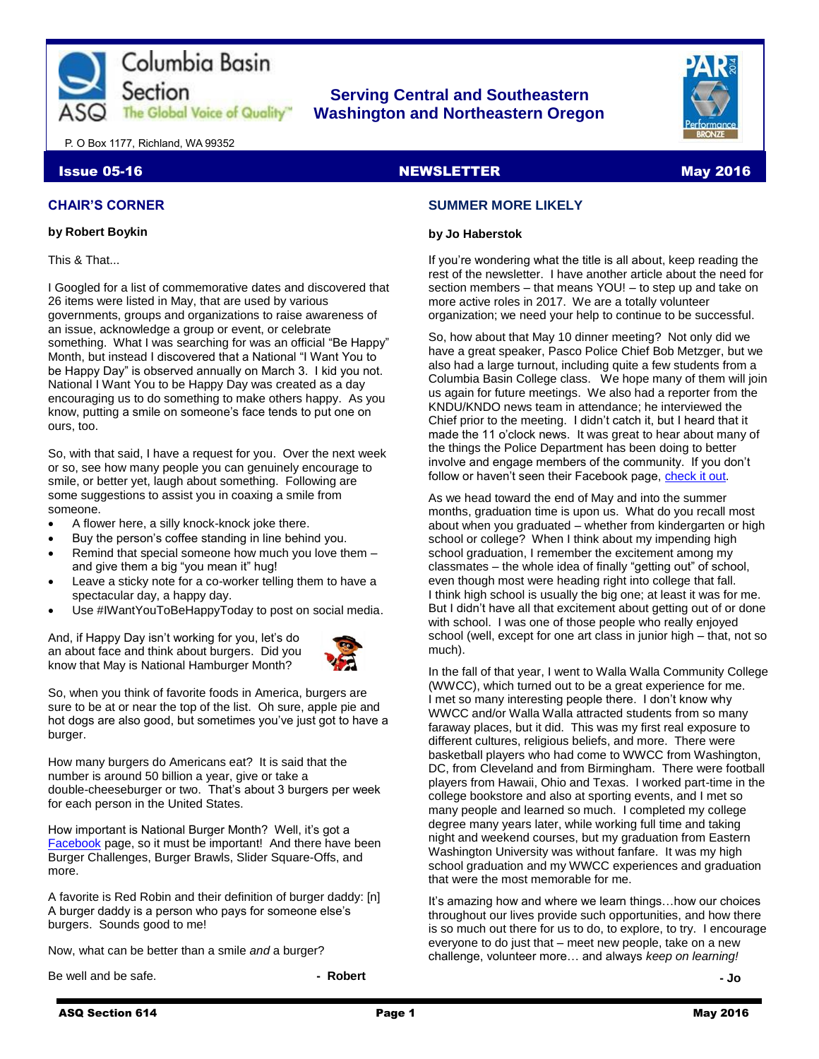Columbia Basin Section
ASQ The Global Voice of Quality™

**Serving Central and Southeastern Washington and Northeastern Oregon**

P. O Box 1177, Richland, WA 99352

**Issue 05-16** **NEWSLETTER** **May 2016**

## CHAIR'S CORNER

**by Robert Boykin**

This & That...

I Googled for a list of commemorative dates and discovered that 26 items were listed in May, that are used by various governments, groups and organizations to raise awareness of an issue, acknowledge a group or event, or celebrate something. What I was searching for was an official "Be Happy" Month, but instead I discovered that a National "I Want You to be Happy Day" is observed annually on March 3. I kid you not. National I Want You to be Happy Day was created as a day encouraging us to do something to make others happy. As you know, putting a smile on someone's face tends to put one on ours, too.

So, with that said, I have a request for you. Over the next week or so, see how many people you can genuinely encourage to smile, or better yet, laugh about something. Following are some suggestions to assist you in coaxing a smile from someone.

- A flower here, a silly knock-knock joke there.
- Buy the person's coffee standing in line behind you.
- Remind that special someone how much you love them – and give them a big "you mean it" hug!
- Leave a sticky note for a co-worker telling them to have a spectacular day, a happy day.
- Use #IWantYouToBeHappyToday to post on social media.

And, if Happy Day isn't working for you, let's do an about face and think about burgers. Did you know that May is National Hamburger Month?

So, when you think of favorite foods in America, burgers are sure to be at or near the top of the list. Oh sure, apple pie and hot dogs are also good, but sometimes you've just got to have a burger.

How many burgers do Americans eat? It is said that the number is around 50 billion a year, give or take a double-cheeseburger or two. That's about 3 burgers per week for each person in the United States.

How important is National Burger Month? Well, it's got a Facebook page, so it must be important! And there have been Burger Challenges, Burger Brawls, Slider Square-Offs, and more.

A favorite is Red Robin and their definition of burger daddy: [n] A burger daddy is a person who pays for someone else's burgers. Sounds good to me!

Now, what can be better than a smile *and* a burger?

Be well and be safe.

**- Robert**

## SUMMER MORE LIKELY

**by Jo Haberstok**

If you're wondering what the title is all about, keep reading the rest of the newsletter. I have another article about the need for section members – that means YOU! – to step up and take on more active roles in 2017. We are a totally volunteer organization; we need your help to continue to be successful.

So, how about that May 10 dinner meeting? Not only did we have a great speaker, Pasco Police Chief Bob Metzger, but we also had a large turnout, including quite a few students from a Columbia Basin College class. We hope many of them will join us again for future meetings. We also had a reporter from the KNDU/KNDO news team in attendance; he interviewed the Chief prior to the meeting. I didn't catch it, but I heard that it made the 11 o'clock news. It was great to hear about many of the things the Police Department has been doing to better involve and engage members of the community. If you don't follow or haven't seen their Facebook page, check it out.

As we head toward the end of May and into the summer months, graduation time is upon us. What do you recall most about when you graduated – whether from kindergarten or high school or college? When I think about my impending high school graduation, I remember the excitement among my classmates – the whole idea of finally "getting out" of school, even though most were heading right into college that fall. I think high school is usually the big one; at least it was for me. But I didn't have all that excitement about getting out of or done with school. I was one of those people who really enjoyed school (well, except for one art class in junior high – that, not so much).

In the fall of that year, I went to Walla Walla Community College (WWCC), which turned out to be a great experience for me. I met so many interesting people there. I don't know why WWCC and/or Walla Walla attracted students from so many faraway places, but it did. This was my first real exposure to different cultures, religious beliefs, and more. There were basketball players who had come to WWCC from Washington, DC, from Cleveland and from Birmingham. There were football players from Hawaii, Ohio and Texas. I worked part-time in the college bookstore and also at sporting events, and I met so many people and learned so much. I completed my college degree many years later, while working full time and taking night and weekend courses, but my graduation from Eastern Washington University was without fanfare. It was my high school graduation and my WWCC experiences and graduation that were the most memorable for me.

It's amazing how and where we learn things…how our choices throughout our lives provide such opportunities, and how there is so much out there for us to do, to explore, to try. I encourage everyone to do just that – meet new people, take on a new challenge, volunteer more… and always *keep on learning!*

**- Jo**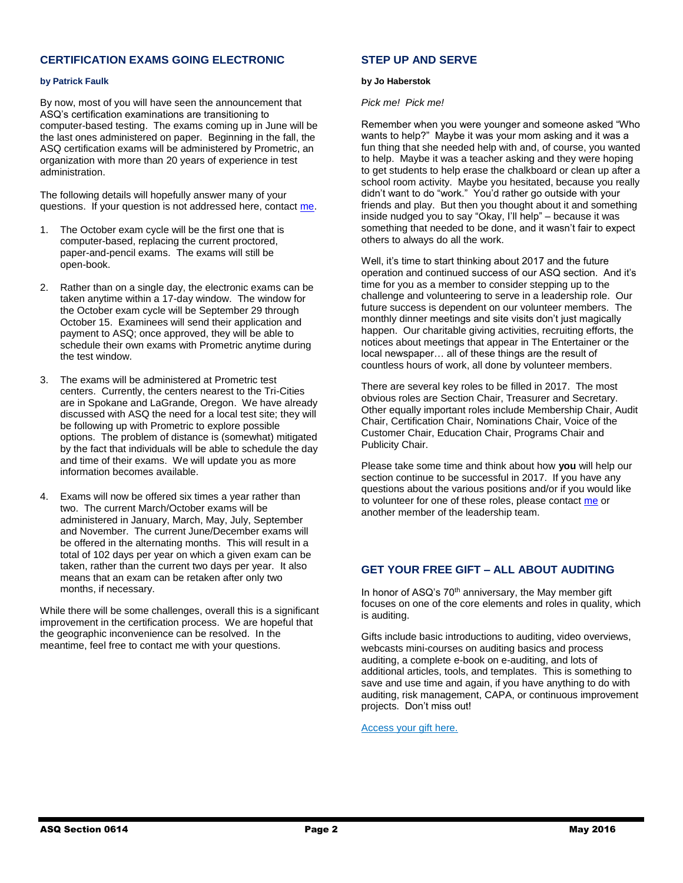## CERTIFICATION EXAMS GOING ELECTRONIC

**by Patrick Faulk**

By now, most of you will have seen the announcement that ASQ's certification examinations are transitioning to computer-based testing. The exams coming up in June will be the last ones administered on paper. Beginning in the fall, the ASQ certification exams will be administered by Prometric, an organization with more than 20 years of experience in test administration.

The following details will hopefully answer many of your questions. If your question is not addressed here, contact me.

1. The October exam cycle will be the first one that is computer-based, replacing the current proctored, paper-and-pencil exams. The exams will still be open-book.

2. Rather than on a single day, the electronic exams can be taken anytime within a 17-day window. The window for the October exam cycle will be September 29 through October 15. Examinees will send their application and payment to ASQ; once approved, they will be able to schedule their own exams with Prometric anytime during the test window.

3. The exams will be administered at Prometric test centers. Currently, the centers nearest to the Tri-Cities are in Spokane and LaGrande, Oregon. We have already discussed with ASQ the need for a local test site; they will be following up with Prometric to explore possible options. The problem of distance is (somewhat) mitigated by the fact that individuals will be able to schedule the day and time of their exams. We will update you as more information becomes available.

4. Exams will now be offered six times a year rather than two. The current March/October exams will be administered in January, March, May, July, September and November. The current June/December exams will be offered in the alternating months. This will result in a total of 102 days per year on which a given exam can be taken, rather than the current two days per year. It also means that an exam can be retaken after only two months, if necessary.

While there will be some challenges, overall this is a significant improvement in the certification process. We are hopeful that the geographic inconvenience can be resolved. In the meantime, feel free to contact me with your questions.

## STEP UP AND SERVE

**by Jo Haberstok**

*Pick me! Pick me!*

Remember when you were younger and someone asked "Who wants to help?" Maybe it was your mom asking and it was a fun thing that she needed help with and, of course, you wanted to help. Maybe it was a teacher asking and they were hoping to get students to help erase the chalkboard or clean up after a school room activity. Maybe you hesitated, because you really didn't want to do "work." You'd rather go outside with your friends and play. But then you thought about it and something inside nudged you to say "Okay, I'll help" – because it was something that needed to be done, and it wasn't fair to expect others to always do all the work.

Well, it's time to start thinking about 2017 and the future operation and continued success of our ASQ section. And it's time for you as a member to consider stepping up to the challenge and volunteering to serve in a leadership role. Our future success is dependent on our volunteer members. The monthly dinner meetings and site visits don't just magically happen. Our charitable giving activities, recruiting efforts, the notices about meetings that appear in The Entertainer or the local newspaper… all of these things are the result of countless hours of work, all done by volunteer members.

There are several key roles to be filled in 2017. The most obvious roles are Section Chair, Treasurer and Secretary. Other equally important roles include Membership Chair, Audit Chair, Certification Chair, Nominations Chair, Voice of the Customer Chair, Education Chair, Programs Chair and Publicity Chair.

Please take some time and think about how **you** will help our section continue to be successful in 2017. If you have any questions about the various positions and/or if you would like to volunteer for one of these roles, please contact me or another member of the leadership team.

## GET YOUR FREE GIFT – ALL ABOUT AUDITING

In honor of ASQ's 70th anniversary, the May member gift focuses on one of the core elements and roles in quality, which is auditing.

Gifts include basic introductions to auditing, video overviews, webcasts mini-courses on auditing basics and process auditing, a complete e-book on e-auditing, and lots of additional articles, tools, and templates. This is something to save and use time and again, if you have anything to do with auditing, risk management, CAPA, or continuous improvement projects. Don't miss out!

Access your gift here.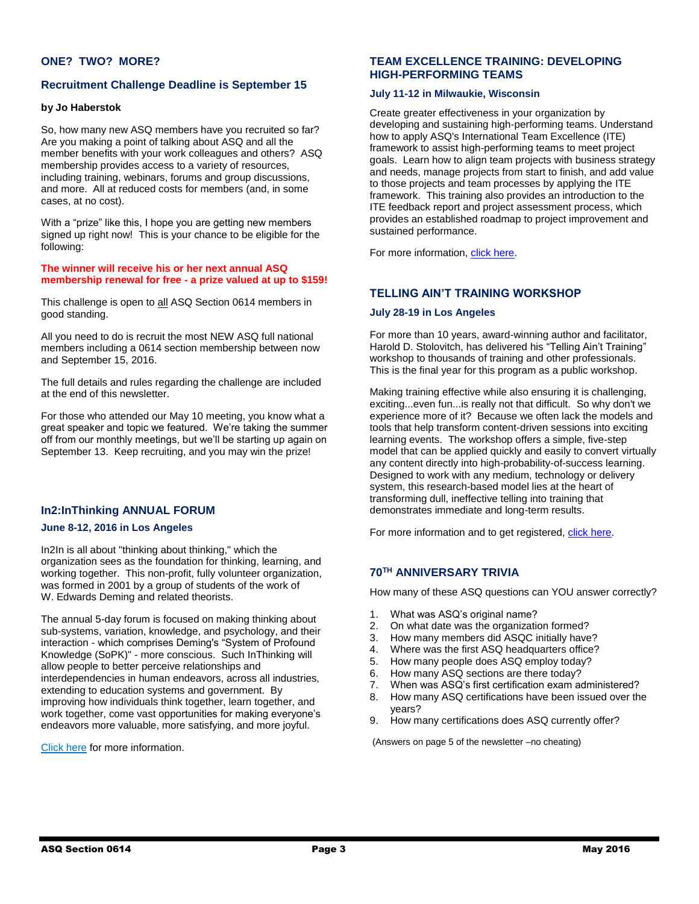## ONE? TWO? MORE?

### Recruitment Challenge Deadline is September 15

**by Jo Haberstok**

So, how many new ASQ members have you recruited so far? Are you making a point of talking about ASQ and all the member benefits with your work colleagues and others? ASQ membership provides access to a variety of resources, including training, webinars, forums and group discussions, and more. All at reduced costs for members (and, in some cases, at no cost).

With a "prize" like this, I hope you are getting new members signed up right now! This is your chance to be eligible for the following:

**The winner will receive his or her next annual ASQ membership renewal for free - a prize valued at up to $159!**

This challenge is open to all ASQ Section 0614 members in good standing.

All you need to do is recruit the most NEW ASQ full national members including a 0614 section membership between now and September 15, 2016.

The full details and rules regarding the challenge are included at the end of this newsletter.

For those who attended our May 10 meeting, you know what a great speaker and topic we featured. We're taking the summer off from our monthly meetings, but we'll be starting up again on September 13. Keep recruiting, and you may win the prize!

## In2:InThinking ANNUAL FORUM

### June 8-12, 2016 in Los Angeles

In2In is all about "thinking about thinking," which the organization sees as the foundation for thinking, learning, and working together. This non-profit, fully volunteer organization, was formed in 2001 by a group of students of the work of W. Edwards Deming and related theorists.

The annual 5-day forum is focused on making thinking about sub-systems, variation, knowledge, and psychology, and their interaction - which comprises Deming's "System of Profound Knowledge (SoPK)" - more conscious. Such InThinking will allow people to better perceive relationships and interdependencies in human endeavors, across all industries, extending to education systems and government. By improving how individuals think together, learn together, and work together, come vast opportunities for making everyone's endeavors more valuable, more satisfying, and more joyful.

Click here for more information.

## TEAM EXCELLENCE TRAINING: DEVELOPING HIGH-PERFORMING TEAMS

### July 11-12 in Milwaukie, Wisconsin

Create greater effectiveness in your organization by developing and sustaining high-performing teams. Understand how to apply ASQ's International Team Excellence (ITE) framework to assist high-performing teams to meet project goals. Learn how to align team projects with business strategy and needs, manage projects from start to finish, and add value to those projects and team processes by applying the ITE framework. This training also provides an introduction to the ITE feedback report and project assessment process, which provides an established roadmap to project improvement and sustained performance.

For more information, click here.

## TELLING AIN'T TRAINING WORKSHOP

### July 28-19 in Los Angeles

For more than 10 years, award-winning author and facilitator, Harold D. Stolovitch, has delivered his "Telling Ain't Training" workshop to thousands of training and other professionals. This is the final year for this program as a public workshop.

Making training effective while also ensuring it is challenging, exciting...even fun...is really not that difficult. So why don't we experience more of it? Because we often lack the models and tools that help transform content-driven sessions into exciting learning events. The workshop offers a simple, five-step model that can be applied quickly and easily to convert virtually any content directly into high-probability-of-success learning. Designed to work with any medium, technology or delivery system, this research-based model lies at the heart of transforming dull, ineffective telling into training that demonstrates immediate and long-term results.

For more information and to get registered, click here.

## 70TH ANNIVERSARY TRIVIA

How many of these ASQ questions can YOU answer correctly?

1. What was ASQ's original name?
2. On what date was the organization formed?
3. How many members did ASQC initially have?
4. Where was the first ASQ headquarters office?
5. How many people does ASQ employ today?
6. How many ASQ sections are there today?
7. When was ASQ's first certification exam administered?
8. How many ASQ certifications have been issued over the years?
9. How many certifications does ASQ currently offer?

(Answers on page 5 of the newsletter –no cheating)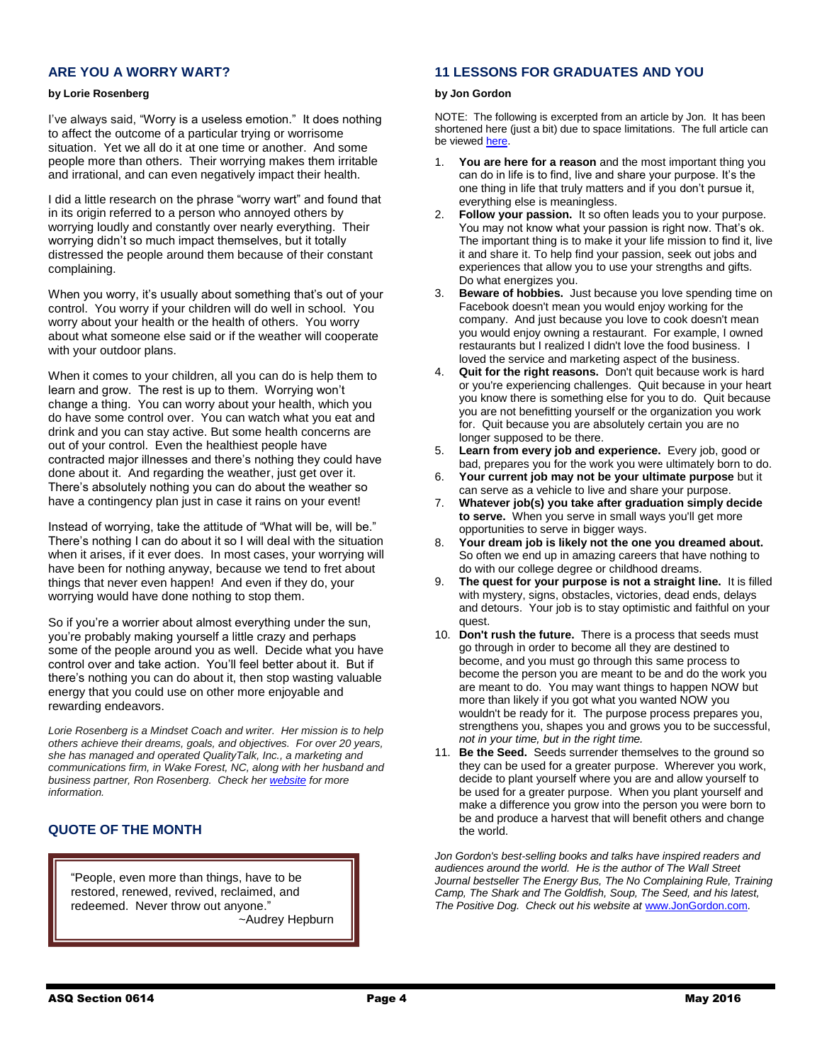## ARE YOU A WORRY WART?

**by Lorie Rosenberg**

I've always said, "Worry is a useless emotion." It does nothing to affect the outcome of a particular trying or worrisome situation. Yet we all do it at one time or another. And some people more than others. Their worrying makes them irritable and irrational, and can even negatively impact their health.

I did a little research on the phrase "worry wart" and found that in its origin referred to a person who annoyed others by worrying loudly and constantly over nearly everything. Their worrying didn't so much impact themselves, but it totally distressed the people around them because of their constant complaining.

When you worry, it's usually about something that's out of your control. You worry if your children will do well in school. You worry about your health or the health of others. You worry about what someone else said or if the weather will cooperate with your outdoor plans.

When it comes to your children, all you can do is help them to learn and grow. The rest is up to them. Worrying won't change a thing. You can worry about your health, which you do have some control over. You can watch what you eat and drink and you can stay active. But some health concerns are out of your control. Even the healthiest people have contracted major illnesses and there's nothing they could have done about it. And regarding the weather, just get over it. There's absolutely nothing you can do about the weather so have a contingency plan just in case it rains on your event!

Instead of worrying, take the attitude of "What will be, will be." There's nothing I can do about it so I will deal with the situation when it arises, if it ever does. In most cases, your worrying will have been for nothing anyway, because we tend to fret about things that never even happen! And even if they do, your worrying would have done nothing to stop them.

So if you're a worrier about almost everything under the sun, you're probably making yourself a little crazy and perhaps some of the people around you as well. Decide what you have control over and take action. You'll feel better about it. But if there's nothing you can do about it, then stop wasting valuable energy that you could use on other more enjoyable and rewarding endeavors.

*Lorie Rosenberg is a Mindset Coach and writer. Her mission is to help others achieve their dreams, goals, and objectives. For over 20 years, she has managed and operated QualityTalk, Inc., a marketing and communications firm, in Wake Forest, NC, along with her husband and business partner, Ron Rosenberg. Check her [website]() for more information.*

## QUOTE OF THE MONTH

> "People, even more than things, have to be restored, renewed, revived, reclaimed, and redeemed. Never throw out anyone."
>
> ~Audrey Hepburn

## 11 LESSONS FOR GRADUATES AND YOU

**by Jon Gordon**

NOTE: The following is excerpted from an article by Jon. It has been shortened here (just a bit) due to space limitations. The full article can be viewed [here]().

1. **You are here for a reason** and the most important thing you can do in life is to find, live and share your purpose. It's the one thing in life that truly matters and if you don't pursue it, everything else is meaningless.
2. **Follow your passion.** It so often leads you to your purpose. You may not know what your passion is right now. That's ok. The important thing is to make it your life mission to find it, live it and share it. To help find your passion, seek out jobs and experiences that allow you to use your strengths and gifts. Do what energizes you.
3. **Beware of hobbies.** Just because you love spending time on Facebook doesn't mean you would enjoy working for the company. And just because you love to cook doesn't mean you would enjoy owning a restaurant. For example, I owned restaurants but I realized I didn't love the food business. I loved the service and marketing aspect of the business.
4. **Quit for the right reasons.** Don't quit because work is hard or you're experiencing challenges. Quit because in your heart you know there is something else for you to do. Quit because you are not benefitting yourself or the organization you work for. Quit because you are absolutely certain you are no longer supposed to be there.
5. **Learn from every job and experience.** Every job, good or bad, prepares you for the work you were ultimately born to do.
6. **Your current job may not be your ultimate purpose** but it can serve as a vehicle to live and share your purpose.
7. **Whatever job(s) you take after graduation simply decide to serve.** When you serve in small ways you'll get more opportunities to serve in bigger ways.
8. **Your dream job is likely not the one you dreamed about.** So often we end up in amazing careers that have nothing to do with our college degree or childhood dreams.
9. **The quest for your purpose is not a straight line.** It is filled with mystery, signs, obstacles, victories, dead ends, delays and detours. Your job is to stay optimistic and faithful on your quest.
10. **Don't rush the future.** There is a process that seeds must go through in order to become all they are destined to become, and you must go through this same process to become the person you are meant to be and do the work you are meant to do. You may want things to happen NOW but more than likely if you got what you wanted NOW you wouldn't be ready for it. The purpose process prepares you, strengthens you, shapes you and grows you to be successful, *not in your time, but in the right time.*
11. **Be the Seed.** Seeds surrender themselves to the ground so they can be used for a greater purpose. Wherever you work, decide to plant yourself where you are and allow yourself to be used for a greater purpose. When you plant yourself and make a difference you grow into the person you were born to be and produce a harvest that will benefit others and change the world.

*Jon Gordon's best-selling books and talks have inspired readers and audiences around the world. He is the author of The Wall Street Journal bestseller The Energy Bus, The No Complaining Rule, Training Camp, The Shark and The Goldfish, Soup, The Seed, and his latest, The Positive Dog. Check out his website at* [www.JonGordon.com](www.JonGordon.com).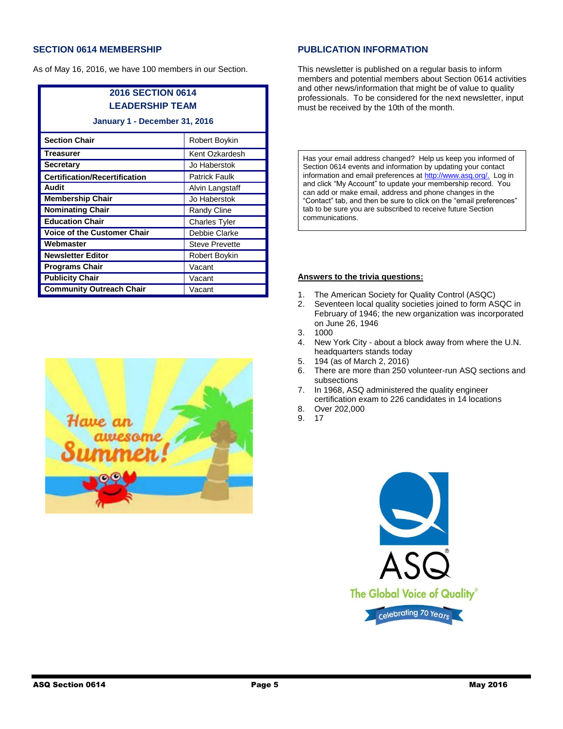## SECTION 0614 MEMBERSHIP

As of May 16, 2016, we have 100 members in our Section.

| 2016 SECTION 0614 LEADERSHIP TEAM January 1 - December 31, 2016 | |
|---|---|
| **Section Chair** | Robert Boykin |
| **Treasurer** | Kent Ozkardesh |
| **Secretary** | Jo Haberstok |
| **Certification/Recertification** | Patrick Faulk |
| **Audit** | Alvin Langstaff |
| **Membership Chair** | Jo Haberstok |
| **Nominating Chair** | Randy Cline |
| **Education Chair** | Charles Tyler |
| **Voice of the Customer Chair** | Debbie Clarke |
| **Webmaster** | Steve Prevette |
| **Newsletter Editor** | Robert Boykin |
| **Programs Chair** | Vacant |
| **Publicity Chair** | Vacant |
| **Community Outreach Chair** | Vacant |

## PUBLICATION INFORMATION

This newsletter is published on a regular basis to inform members and potential members about Section 0614 activities and other news/information that might be of value to quality professionals. To be considered for the next newsletter, input must be received by the 10th of the month.

Has your email address changed? Help us keep you informed of Section 0614 events and information by updating your contact information and email preferences at http://www.asq.org/. Log in and click "My Account" to update your membership record. You can add or make email, address and phone changes in the "Contact" tab, and then be sure to click on the "email preferences" tab to be sure you are subscribed to receive future Section communications.

**Answers to the trivia questions:**

1. The American Society for Quality Control (ASQC)
2. Seventeen local quality societies joined to form ASQC in February of 1946; the new organization was incorporated on June 26, 1946
3. 1000
4. New York City - about a block away from where the U.N. headquarters stands today
5. 194 (as of March 2, 2016)
6. There are more than 250 volunteer-run ASQ sections and subsections
7. In 1968, ASQ administered the quality engineer certification exam to 226 candidates in 14 locations
8. Over 202,000
9. 17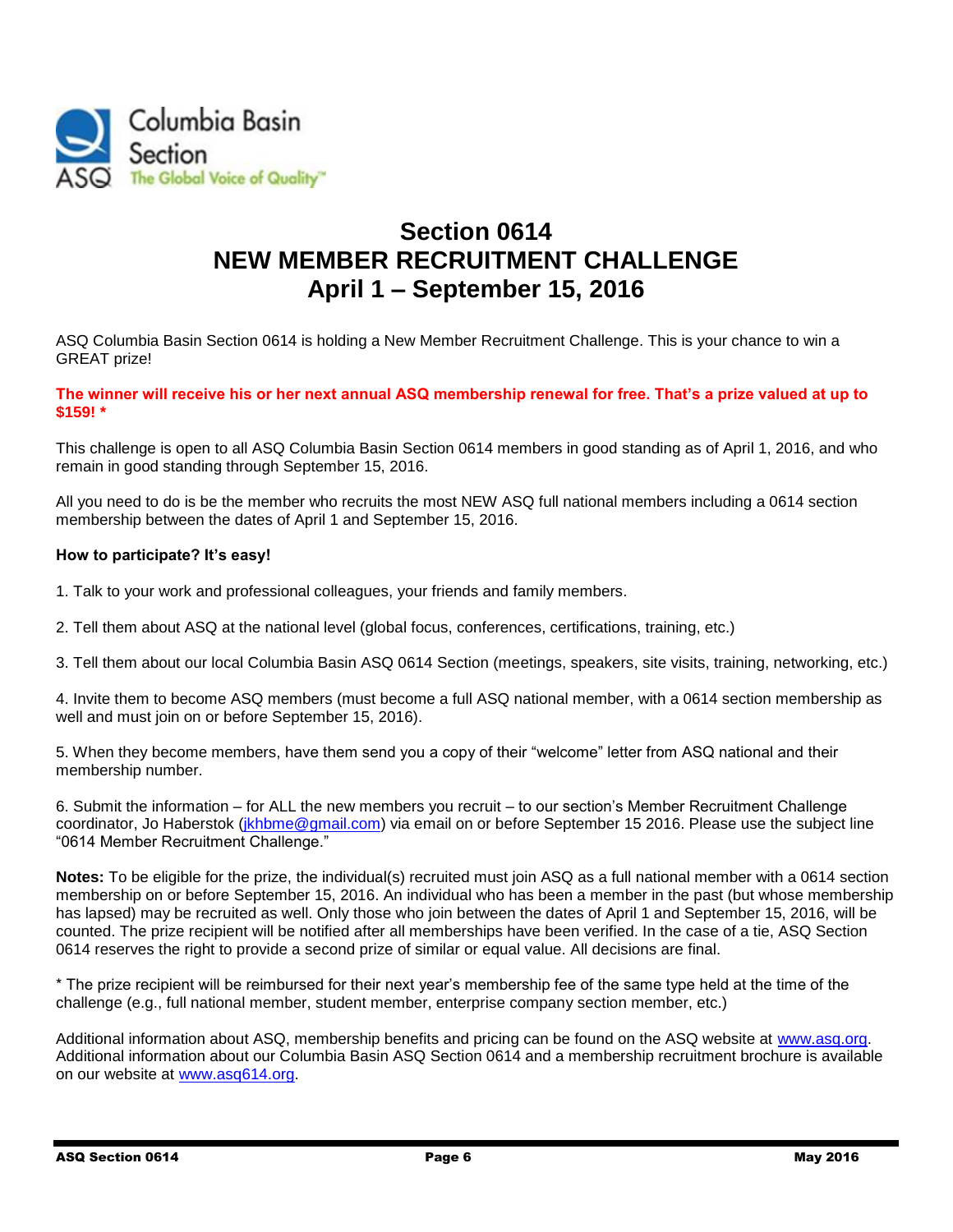Columbia Basin Section

ASQ The Global Voice of Quality™

# Section 0614
# NEW MEMBER RECRUITMENT CHALLENGE
# April 1 – September 15, 2016

ASQ Columbia Basin Section 0614 is holding a New Member Recruitment Challenge. This is your chance to win a GREAT prize!

**The winner will receive his or her next annual ASQ membership renewal for free. That's a prize valued at up to $159! ***

This challenge is open to all ASQ Columbia Basin Section 0614 members in good standing as of April 1, 2016, and who remain in good standing through September 15, 2016.

All you need to do is be the member who recruits the most NEW ASQ full national members including a 0614 section membership between the dates of April 1 and September 15, 2016.

**How to participate? It's easy!**

1. Talk to your work and professional colleagues, your friends and family members.

2. Tell them about ASQ at the national level (global focus, conferences, certifications, training, etc.)

3. Tell them about our local Columbia Basin ASQ 0614 Section (meetings, speakers, site visits, training, networking, etc.)

4. Invite them to become ASQ members (must become a full ASQ national member, with a 0614 section membership as well and must join on or before September 15, 2016).

5. When they become members, have them send you a copy of their "welcome" letter from ASQ national and their membership number.

6. Submit the information – for ALL the new members you recruit – to our section's Member Recruitment Challenge coordinator, Jo Haberstok (jkhbme@gmail.com) via email on or before September 15 2016. Please use the subject line "0614 Member Recruitment Challenge."

**Notes:** To be eligible for the prize, the individual(s) recruited must join ASQ as a full national member with a 0614 section membership on or before September 15, 2016. An individual who has been a member in the past (but whose membership has lapsed) may be recruited as well. Only those who join between the dates of April 1 and September 15, 2016, will be counted. The prize recipient will be notified after all memberships have been verified. In the case of a tie, ASQ Section 0614 reserves the right to provide a second prize of similar or equal value. All decisions are final.

* The prize recipient will be reimbursed for their next year's membership fee of the same type held at the time of the challenge (e.g., full national member, student member, enterprise company section member, etc.)

Additional information about ASQ, membership benefits and pricing can be found on the ASQ website at www.asq.org. Additional information about our Columbia Basin ASQ Section 0614 and a membership recruitment brochure is available on our website at www.asq614.org.